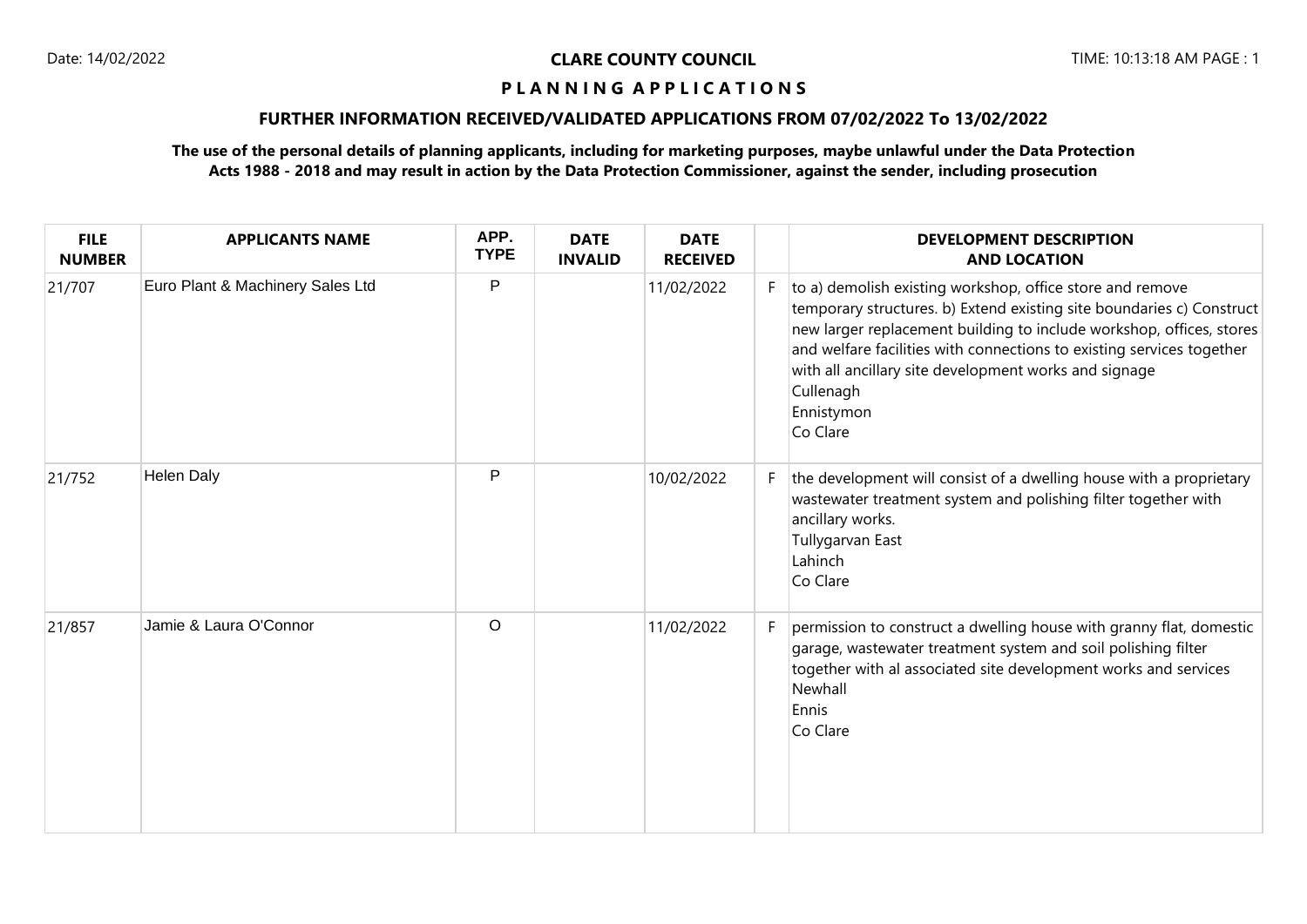Date: 14/02/2022

**CLARE COUNTY COUNCIL**

TIME: 10:13:18 AM

# P L A N N I N G   A P P L I C A T I O N S

## FURTHER INFORMATION RECEIVED/VALIDATED APPLICATIONS FROM 07/02/2022 To 13/02/2022

**The use of the personal details of planning applicants, including for marketing purposes, maybe unlawful under the Data Protection Acts 1988 - 2018 and may result in action by the Data Protection Commissioner, against the sender, including prosecution**

| FILE NUMBER | APPLICANTS NAME | APP. TYPE | DATE INVALID | DATE RECEIVED | | DEVELOPMENT DESCRIPTION AND LOCATION |
|---|---|---|---|---|---|---|
| 21/707 | Euro Plant & Machinery Sales Ltd | P | | 11/02/2022 | F | to a) demolish existing workshop, office store and remove temporary structures. b) Extend existing site boundaries c) Construct new larger replacement building to include workshop, offices, stores and welfare facilities with connections to existing services together with all ancillary site development works and signage Cullenagh Ennistymon Co Clare |
| 21/752 | Helen Daly | P | | 10/02/2022 | F | the development will consist of a dwelling house with a proprietary wastewater treatment system and polishing filter together with ancillary works. Tullygarvan East Lahinch Co Clare |
| 21/857 | Jamie & Laura O'Connor | O | | 11/02/2022 | F | permission to construct a dwelling house with granny flat, domestic garage, wastewater treatment system and soil polishing filter together with al associated site development works and services Newhall Ennis Co Clare |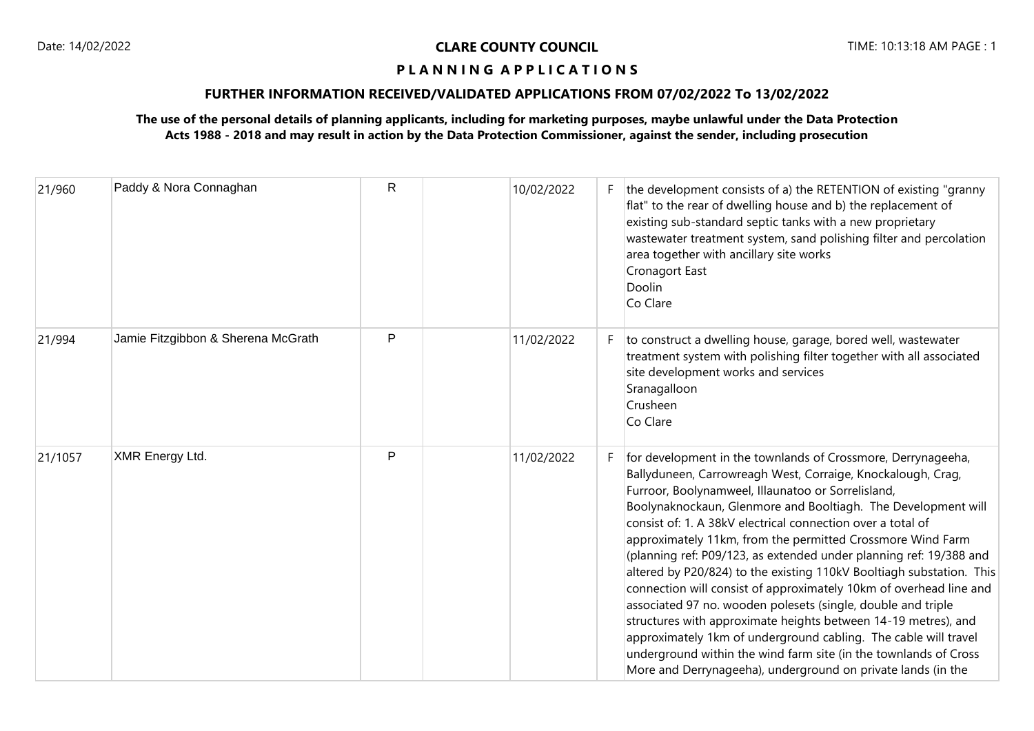**CLARE COUNTY COUNCIL**

**P L A N N I N G  A P P L I C A T I O N S**

## FURTHER INFORMATION RECEIVED/VALIDATED APPLICATIONS FROM 07/02/2022 To 13/02/2022

**The use of the personal details of planning applicants, including for marketing purposes, maybe unlawful under the Data Protection Acts 1988 - 2018 and may result in action by the Data Protection Commissioner, against the sender, including prosecution**

| | | | | | | |
|---|---|---|---|---|---|---|
| 21/960 | Paddy & Nora Connaghan | R | | 10/02/2022 | F | the development consists of a) the RETENTION of existing "granny flat" to the rear of dwelling house and b) the replacement of existing sub-standard septic tanks with a new proprietary wastewater treatment system, sand polishing filter and percolation area together with ancillary site works<br>Cronagort East<br>Doolin<br>Co Clare |
| 21/994 | Jamie Fitzgibbon & Sherena McGrath | P | | 11/02/2022 | F | to construct a dwelling house, garage, bored well, wastewater treatment system with polishing filter together with all associated site development works and services<br>Sranagalloon<br>Crusheen<br>Co Clare |
| 21/1057 | XMR Energy Ltd. | P | | 11/02/2022 | F | for development in the townlands of Crossmore, Derrynageeha, Ballyduneen, Carrowreagh West, Corraige, Knockalough, Crag, Furroor, Boolynamweel, Illaunatoo or Sorrelisland, Boolynaknockaun, Glenmore and Booltiagh. The Development will consist of: 1. A 38kV electrical connection over a total of approximately 11km, from the permitted Crossmore Wind Farm (planning ref: P09/123, as extended under planning ref: 19/388 and altered by P20/824) to the existing 110kV Booltiagh substation. This connection will consist of approximately 10km of overhead line and associated 97 no. wooden polesets (single, double and triple structures with approximate heights between 14-19 metres), and approximately 1km of underground cabling. The cable will travel underground within the wind farm site (in the townlands of Cross More and Derrynageeha), underground on private lands (in the |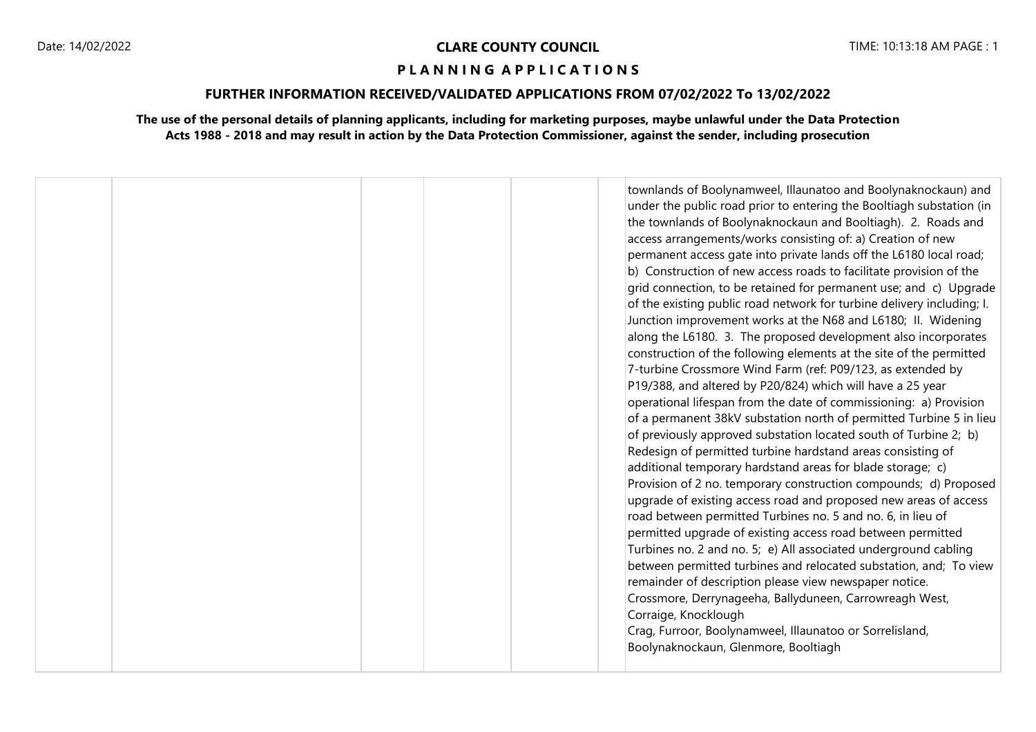# CLARE COUNTY COUNCIL

## P L A N N I N G A P P L I C A T I O N S

### FURTHER INFORMATION RECEIVED/VALIDATED APPLICATIONS FROM 07/02/2022 To 13/02/2022

**The use of the personal details of planning applicants, including for marketing purposes, maybe unlawful under the Data Protection Acts 1988 - 2018 and may result in action by the Data Protection Commissioner, against the sender, including prosecution**

| | | | | | | |
|---|---|---|---|---|---|---|
| | | | | | | townlands of Boolynamweel, Illaunatoo and Boolynaknockaun) and under the public road prior to entering the Booltiagh substation (in the townlands of Boolynaknockaun and Booltiagh). 2. Roads and access arrangements/works consisting of: a) Creation of new permanent access gate into private lands off the L6180 local road; b) Construction of new access roads to facilitate provision of the grid connection, to be retained for permanent use; and c) Upgrade of the existing public road network for turbine delivery including; I. Junction improvement works at the N68 and L6180; II. Widening along the L6180. 3. The proposed development also incorporates construction of the following elements at the site of the permitted 7-turbine Crossmore Wind Farm (ref: P09/123, as extended by P19/388, and altered by P20/824) which will have a 25 year operational lifespan from the date of commissioning: a) Provision of a permanent 38kV substation north of permitted Turbine 5 in lieu of previously approved substation located south of Turbine 2; b) Redesign of permitted turbine hardstand areas consisting of additional temporary hardstand areas for blade storage; c) Provision of 2 no. temporary construction compounds; d) Proposed upgrade of existing access road and proposed new areas of access road between permitted Turbines no. 5 and no. 6, in lieu of permitted upgrade of existing access road between permitted Turbines no. 2 and no. 5; e) All associated underground cabling between permitted turbines and relocated substation, and; To view remainder of description please view newspaper notice.<br>Crossmore, Derrynageeha, Ballyduneen, Carrowreagh West, Corraige, Knocklough<br>Crag, Furroor, Boolynamweel, Illaunatoo or Sorrelisland, Boolynaknockaun, Glenmore, Booltiagh |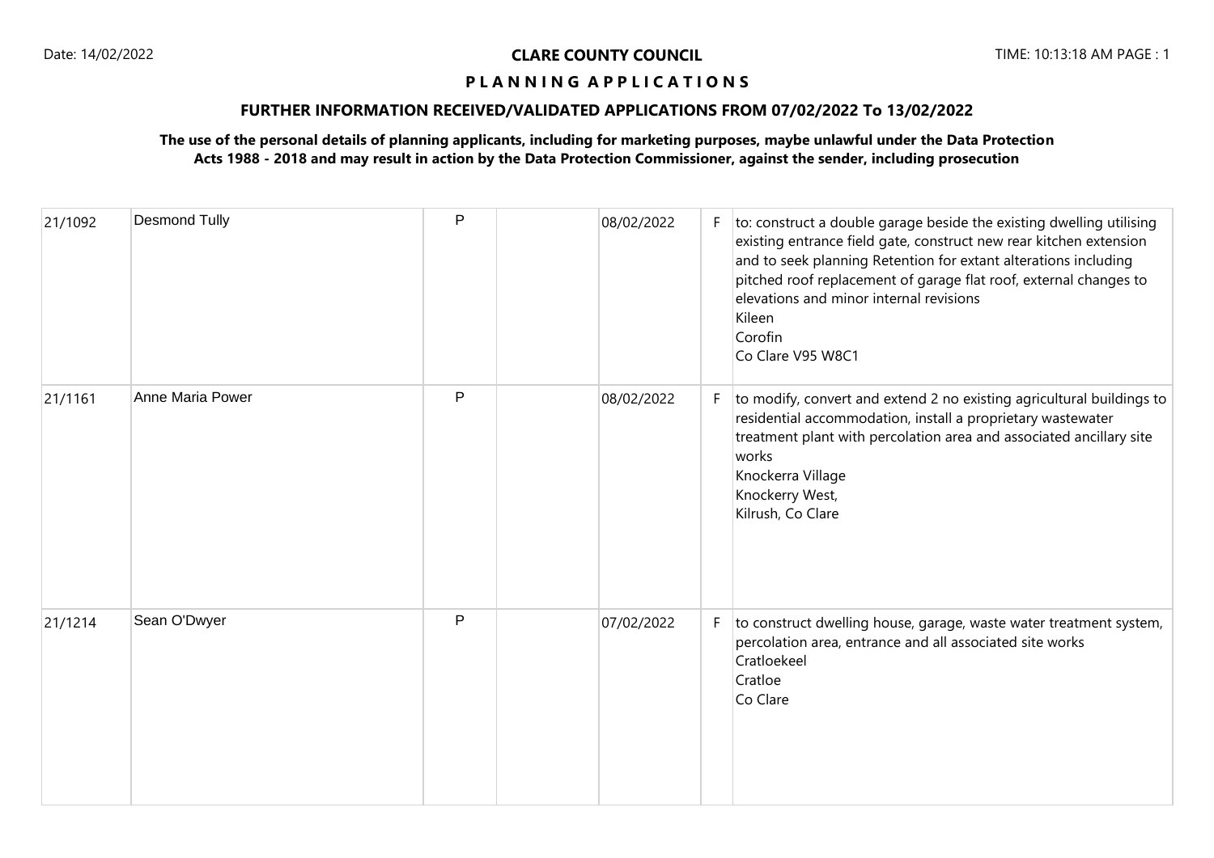**CLARE COUNTY COUNCIL**

**P L A N N I N G A P P L I C A T I O N S**

**FURTHER INFORMATION RECEIVED/VALIDATED APPLICATIONS FROM 07/02/2022 To 13/02/2022**

**The use of the personal details of planning applicants, including for marketing purposes, maybe unlawful under the Data Protection Acts 1988 - 2018 and may result in action by the Data Protection Commissioner, against the sender, including prosecution**

| | | | | | | |
|---|---|---|---|---|---|---|
| 21/1092 | Desmond Tully | P | | 08/02/2022 | F | to: construct a double garage beside the existing dwelling utilising existing entrance field gate, construct new rear kitchen extension and to seek planning Retention for extant alterations including pitched roof replacement of garage flat roof, external changes to elevations and minor internal revisions<br>Kileen<br>Corofin<br>Co Clare V95 W8C1 |
| 21/1161 | Anne Maria Power | P | | 08/02/2022 | F | to modify, convert and extend 2 no existing agricultural buildings to residential accommodation, install a proprietary wastewater treatment plant with percolation area and associated ancillary site works<br>Knockerra Village<br>Knockerry West,<br>Kilrush, Co Clare |
| 21/1214 | Sean O'Dwyer | P | | 07/02/2022 | F | to construct dwelling house, garage, waste water treatment system, percolation area, entrance and all associated site works<br>Cratloekeel<br>Cratloe<br>Co Clare |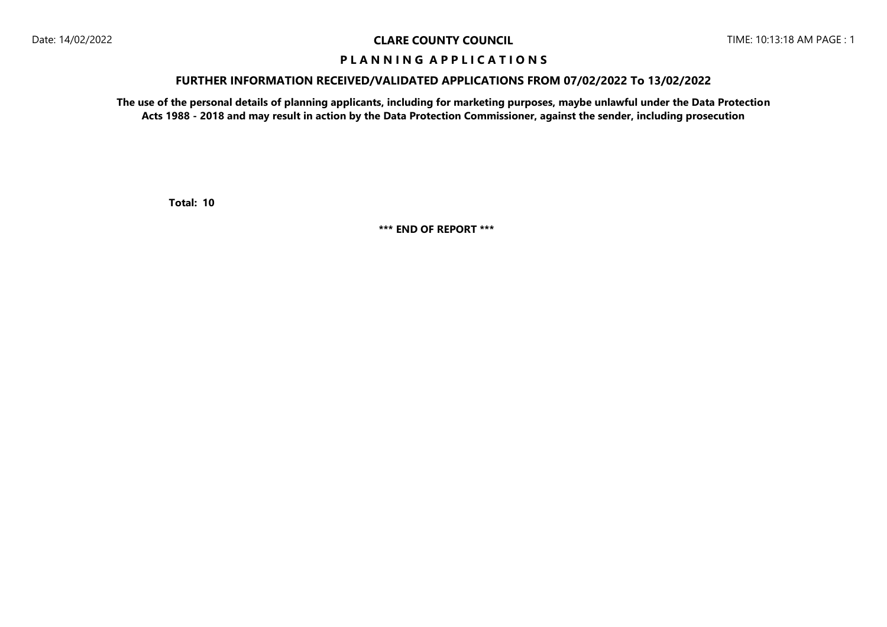Total: 10

**\*\*\* END OF REPORT \*\*\***

Total: 10

**\*** END OF REPORT \*****